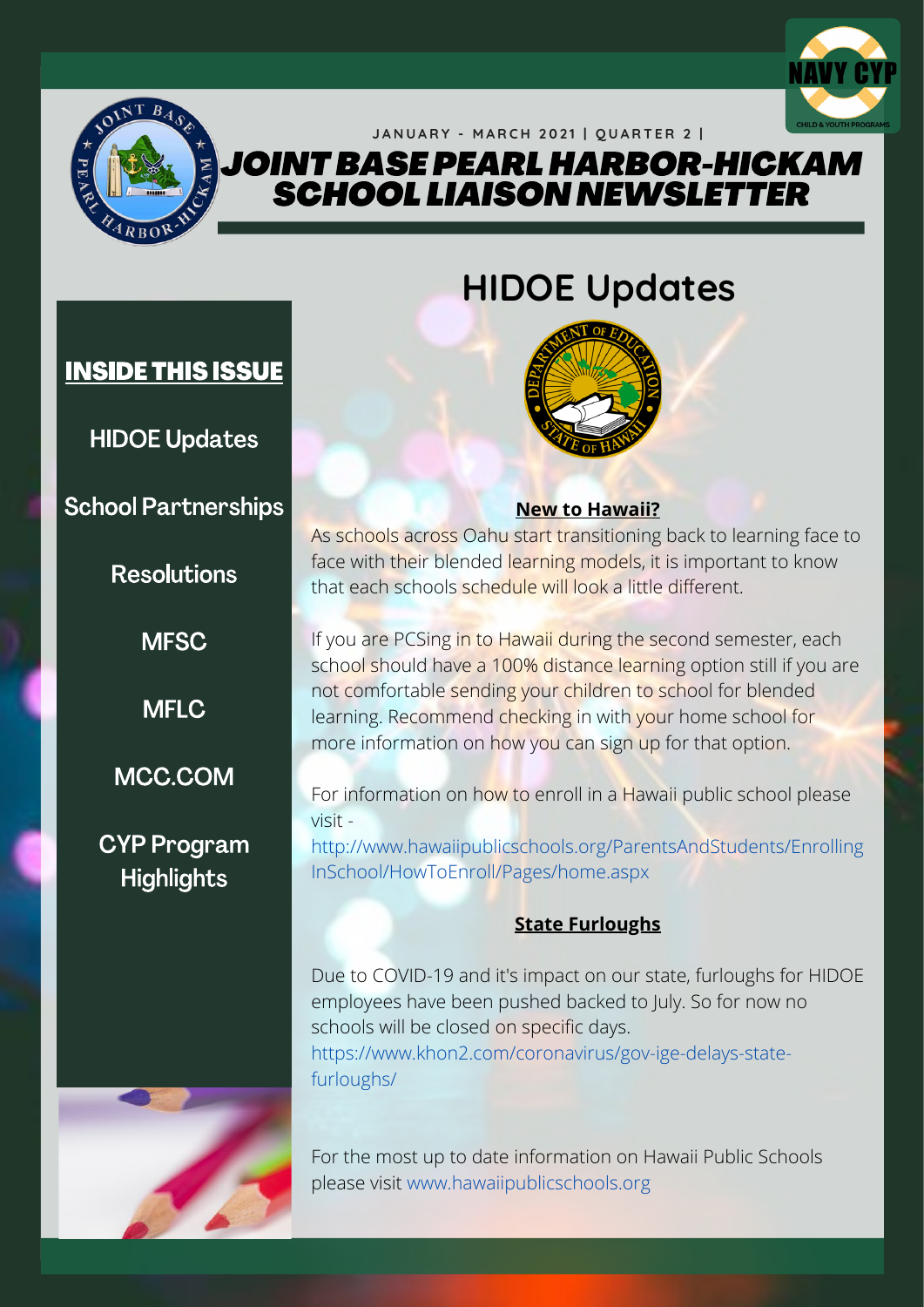JANUARY - MARCH 2021 | QUARTER 2 |

# JOINT BASE PEARL HARBOR-HICKAM SCHOOL LIAISON NEWSLETTER

**INSIDE THIS ISSUE**

- HIDOE Updates
- School Partnerships
- Resolutions
- MFSC
- MFLC
- MCC.COM
- CYP Program Highlights

## HIDOE Updates

### New to Hawaii?

As schools across Oahu start transitioning back to learning face to face with their blended learning models, it is important to know that each schools schedule will look a little different.

If you are PCSing in to Hawaii during the second semester, each school should have a 100% distance learning option still if you are not comfortable sending your children to school for blended learning. Recommend checking in with your home school for more information on how you can sign up for that option.

For information on how to enroll in a Hawaii public school please visit - http://www.hawaiipublicschools.org/ParentsAndStudents/EnrollingInSchool/HowToEnroll/Pages/home.aspx

### State Furloughs

Due to COVID-19 and it's impact on our state, furloughs for HIDOE employees have been pushed backed to July. So for now no schools will be closed on specific days.
https://www.khon2.com/coronavirus/gov-ige-delays-state-furloughs/

For the most up to date information on Hawaii Public Schools please visit www.hawaiipublicschools.org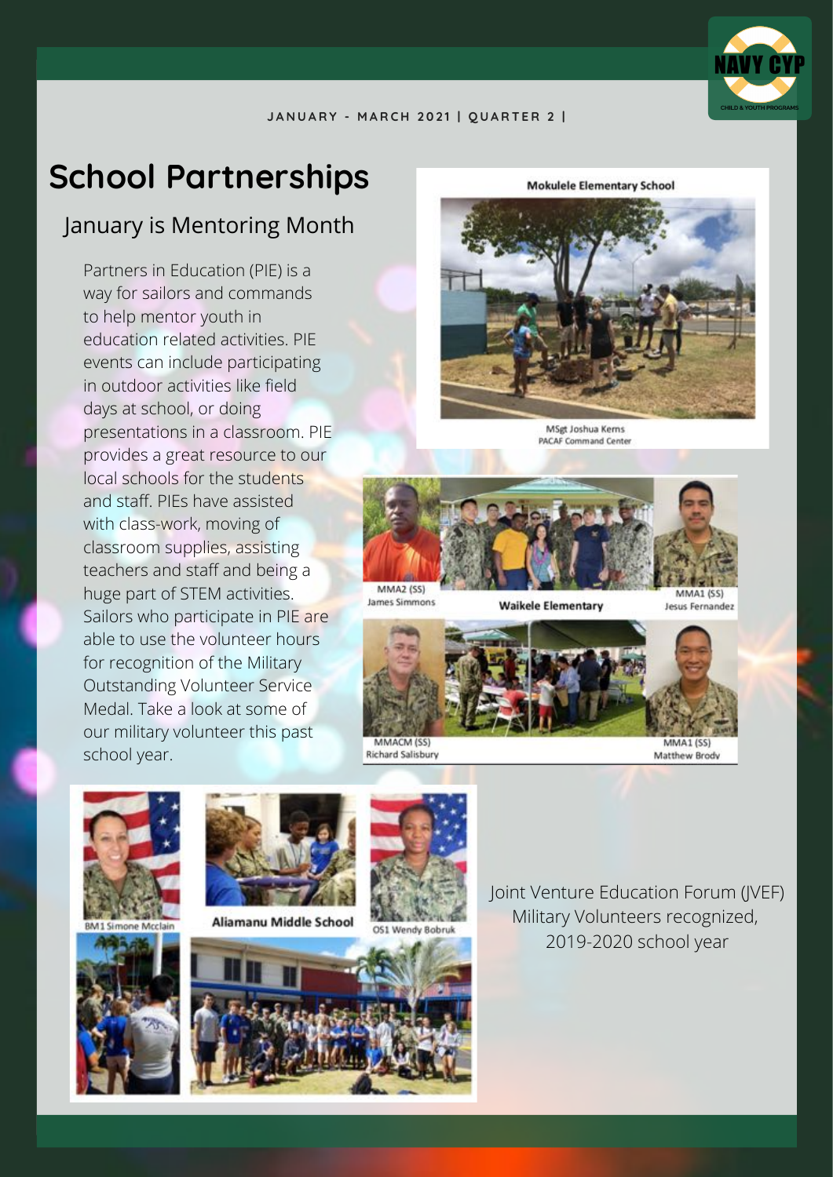JANUARY - MARCH 2021 | QUARTER 2 |

# School Partnerships

## January is Mentoring Month

Partners in Education (PIE) is a way for sailors and commands to help mentor youth in education related activities. PIE events can include participating in outdoor activities like field days at school, or doing presentations in a classroom. PIE provides a great resource to our local schools for the students and staff. PIEs have assisted with class-work, moving of classroom supplies, assisting teachers and staff and being a huge part of STEM activities. Sailors who participate in PIE are able to use the volunteer hours for recognition of the Military Outstanding Volunteer Service Medal. Take a look at some of our military volunteer this past school year.

**Mokulele Elementary School**

MSgt Joshua Kerns
PACAF Command Center

**Waikele Elementary**

MMA2 (SS)
James Simmons

MMA1 (SS)
Jesus Fernandez

MMACM (SS)
Richard Salisbury

MMA1 (SS)
Matthew Brody

**Aliamanu Middle School**

BM1 Simone Mcclain

OS1 Wendy Bobruk

Joint Venture Education Forum (JVEF) Military Volunteers recognized, 2019-2020 school year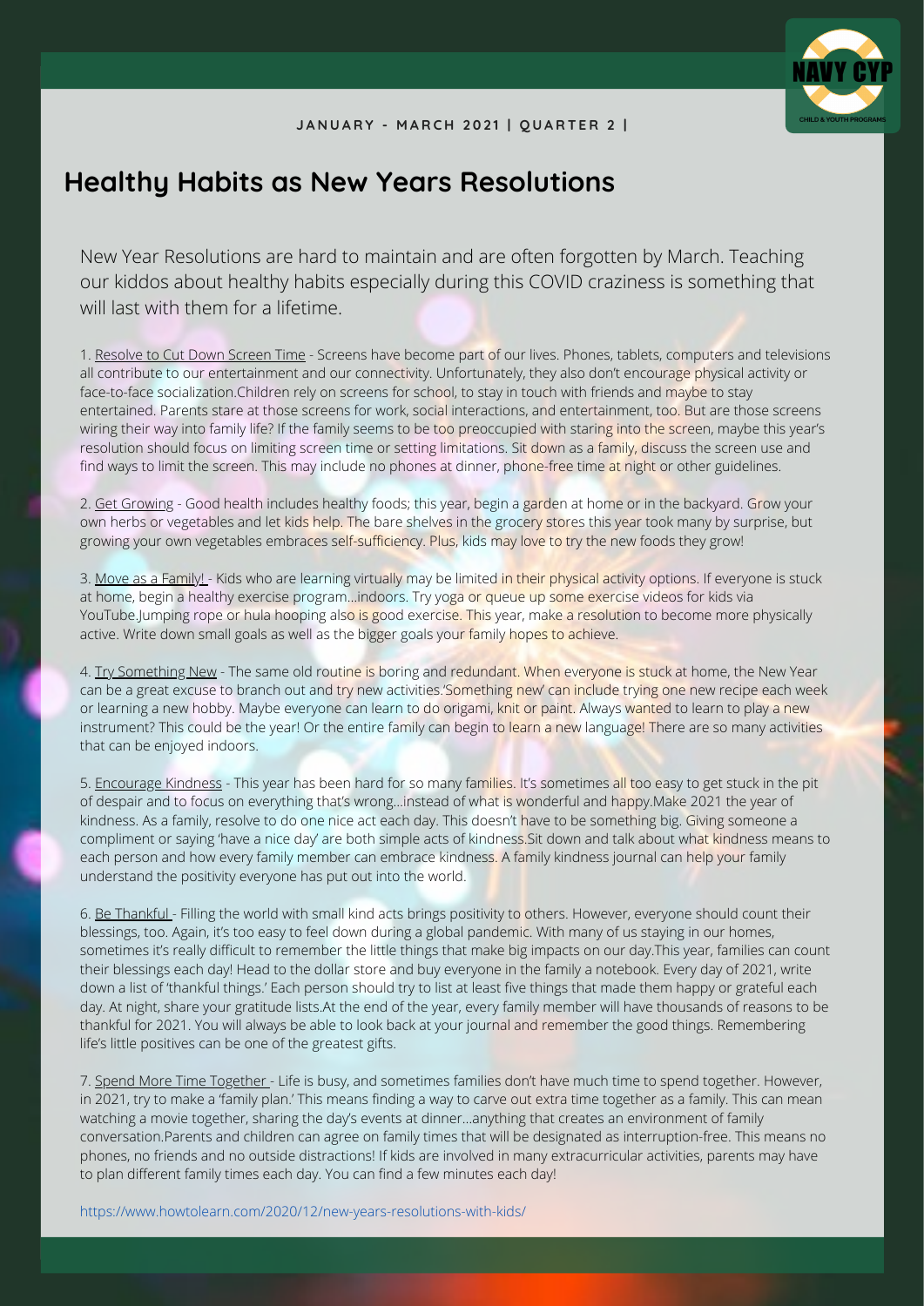JANUARY - MARCH 2021 | QUARTER 2 |

# Healthy Habits as New Years Resolutions

New Year Resolutions are hard to maintain and are often forgotten by March. Teaching our kiddos about healthy habits especially during this COVID craziness is something that will last with them for a lifetime.

1. Resolve to Cut Down Screen Time - Screens have become part of our lives. Phones, tablets, computers and televisions all contribute to our entertainment and our connectivity. Unfortunately, they also don't encourage physical activity or face-to-face socialization.Children rely on screens for school, to stay in touch with friends and maybe to stay entertained. Parents stare at those screens for work, social interactions, and entertainment, too. But are those screens wiring their way into family life? If the family seems to be too preoccupied with staring into the screen, maybe this year's resolution should focus on limiting screen time or setting limitations. Sit down as a family, discuss the screen use and find ways to limit the screen. This may include no phones at dinner, phone-free time at night or other guidelines.

2. Get Growing - Good health includes healthy foods; this year, begin a garden at home or in the backyard. Grow your own herbs or vegetables and let kids help. The bare shelves in the grocery stores this year took many by surprise, but growing your own vegetables embraces self-sufficiency. Plus, kids may love to try the new foods they grow!

3. Move as a Family! - Kids who are learning virtually may be limited in their physical activity options. If everyone is stuck at home, begin a healthy exercise program…indoors. Try yoga or queue up some exercise videos for kids via YouTube.Jumping rope or hula hooping also is good exercise. This year, make a resolution to become more physically active. Write down small goals as well as the bigger goals your family hopes to achieve.

4. Try Something New - The same old routine is boring and redundant. When everyone is stuck at home, the New Year can be a great excuse to branch out and try new activities.'Something new' can include trying one new recipe each week or learning a new hobby. Maybe everyone can learn to do origami, knit or paint. Always wanted to learn to play a new instrument? This could be the year! Or the entire family can begin to learn a new language! There are so many activities that can be enjoyed indoors.

5. Encourage Kindness - This year has been hard for so many families. It's sometimes all too easy to get stuck in the pit of despair and to focus on everything that's wrong…instead of what is wonderful and happy.Make 2021 the year of kindness. As a family, resolve to do one nice act each day. This doesn't have to be something big. Giving someone a compliment or saying 'have a nice day' are both simple acts of kindness.Sit down and talk about what kindness means to each person and how every family member can embrace kindness. A family kindness journal can help your family understand the positivity everyone has put out into the world.

6. Be Thankful - Filling the world with small kind acts brings positivity to others. However, everyone should count their blessings, too. Again, it's too easy to feel down during a global pandemic. With many of us staying in our homes, sometimes it's really difficult to remember the little things that make big impacts on our day.This year, families can count their blessings each day! Head to the dollar store and buy everyone in the family a notebook. Every day of 2021, write down a list of 'thankful things.' Each person should try to list at least five things that made them happy or grateful each day. At night, share your gratitude lists.At the end of the year, every family member will have thousands of reasons to be thankful for 2021. You will always be able to look back at your journal and remember the good things. Remembering life's little positives can be one of the greatest gifts.

7. Spend More Time Together - Life is busy, and sometimes families don't have much time to spend together. However, in 2021, try to make a 'family plan.' This means finding a way to carve out extra time together as a family. This can mean watching a movie together, sharing the day's events at dinner…anything that creates an environment of family conversation.Parents and children can agree on family times that will be designated as interruption-free. This means no phones, no friends and no outside distractions! If kids are involved in many extracurricular activities, parents may have to plan different family times each day. You can find a few minutes each day!

https://www.howtolearn.com/2020/12/new-years-resolutions-with-kids/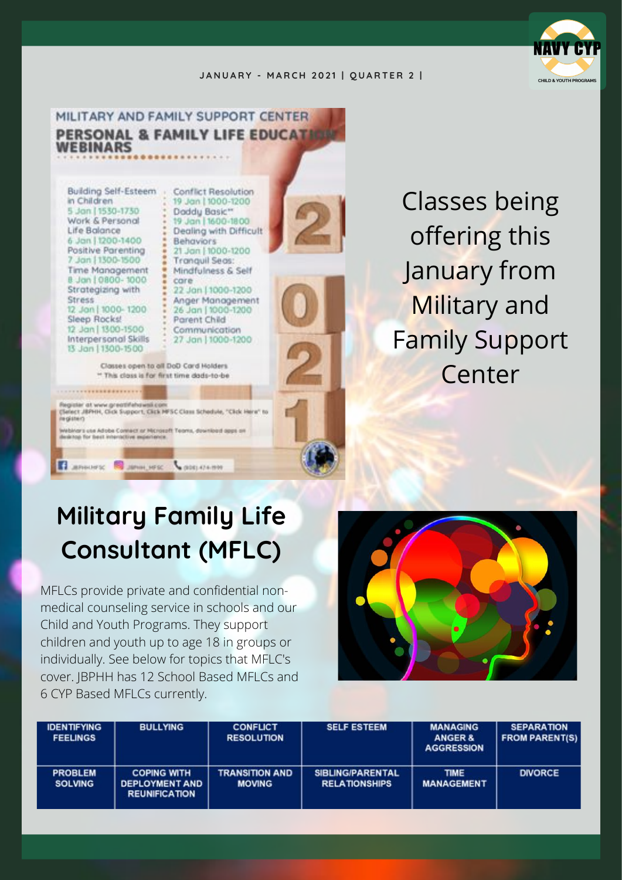JANUARY - MARCH 2021 | QUARTER 2 |

MILITARY AND FAMILY SUPPORT CENTER

## PERSONAL & FAMILY LIFE EDUCATION WEBINARS

Building Self-Esteem in Children
5 Jan | 1530-1730

Work & Personal Life Balance
6 Jan | 1200-1400

Positive Parenting
7 Jan | 1300-1500

Time Management
8 Jan | 0800-1000

Strategizing with Stress
12 Jan | 1000-1200

Sleep Rocks!
12 Jan | 1300-1500

Interpersonal Skills
13 Jan | 1300-1500

Conflict Resolution
19 Jan | 1000-1200

Daddy Basic**
19 Jan | 1600-1800

Dealing with Difficult Behaviors
21 Jan | 1000-1200

Tranquil Seas: Mindfulness & Self care
22 Jan | 1000-1200

Anger Management
26 Jan | 1000-1200

Parent Child Communication
27 Jan | 1000-1200

Classes open to all DoD Card Holders
** This class is for first time dads-to-be

Register at www.greatlifehawaii.com (Select JBPHH, Click Support, Click MFSC Class Schedule, "Click Here" to register)

Webinars use Adobe Connect or Microsoft Teams, download apps on desktop for best interactive experience.

JBPHHMFSC | JBPHH_MFSC | (808) 474-1999

Classes being offering this January from Military and Family Support Center

## Military Family Life Consultant (MFLC)

MFLCs provide private and confidential non-medical counseling service in schools and our Child and Youth Programs. They support children and youth up to age 18 in groups or individually. See below for topics that MFLC's cover. JBPHH has 12 School Based MFLCs and 6 CYP Based MFLCs currently.

| IDENTIFYING FEELINGS | BULLYING | CONFLICT RESOLUTION | SELF ESTEEM | MANAGING ANGER & AGGRESSION | SEPARATION FROM PARENT(S) |
|---|---|---|---|---|---|
| PROBLEM SOLVING | COPING WITH DEPLOYMENT AND REUNIFICATION | TRANSITION AND MOVING | SIBLING/PARENTAL RELATIONSHIPS | TIME MANAGEMENT | DIVORCE |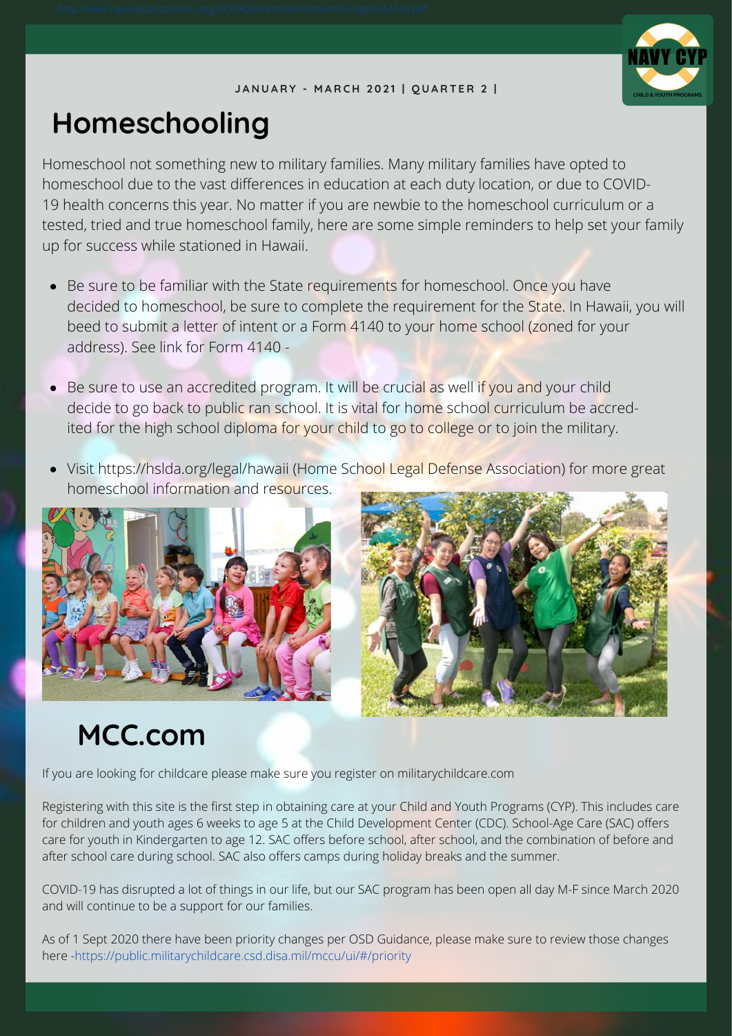http://www.hawaiipublicschools.org/DOE%20Forms/Enrollment/Exceptions4140.pdf

JANUARY - MARCH 2021 | QUARTER 2 |

# Homeschooling

Homeschool not something new to military families. Many military families have opted to homeschool due to the vast differences in education at each duty location, or due to COVID-19 health concerns this year. No matter if you are newbie to the homeschool curriculum or a tested, tried and true homeschool family, here are some simple reminders to help set your family up for success while stationed in Hawaii.

- Be sure to be familiar with the State requirements for homeschool. Once you have decided to homeschool, be sure to complete the requirement for the State. In Hawaii, you will beed to submit a letter of intent or a Form 4140 to your home school (zoned for your address). See link for Form 4140 -
- Be sure to use an accredited program. It will be crucial as well if you and your child decide to go back to public ran school. It is vital for home school curriculum be accred-ited for the high school diploma for your child to go to college or to join the military.
- Visit https://hslda.org/legal/hawaii (Home School Legal Defense Association) for more great homeschool information and resources.

# MCC.com

If you are looking for childcare please make sure you register on militarychildcare.com

Registering with this site is the first step in obtaining care at your Child and Youth Programs (CYP). This includes care for children and youth ages 6 weeks to age 5 at the Child Development Center (CDC). School-Age Care (SAC) offers care for youth in Kindergarten to age 12. SAC offers before school, after school, and the combination of before and after school care during school. SAC also offers camps during holiday breaks and the summer.

COVID-19 has disrupted a lot of things in our life, but our SAC program has been open all day M-F since March 2020 and will continue to be a support for our families.

As of 1 Sept 2020 there have been priority changes per OSD Guidance, please make sure to review those changes here -https://public.militarychildcare.csd.disa.mil/mccu/ui/#/priority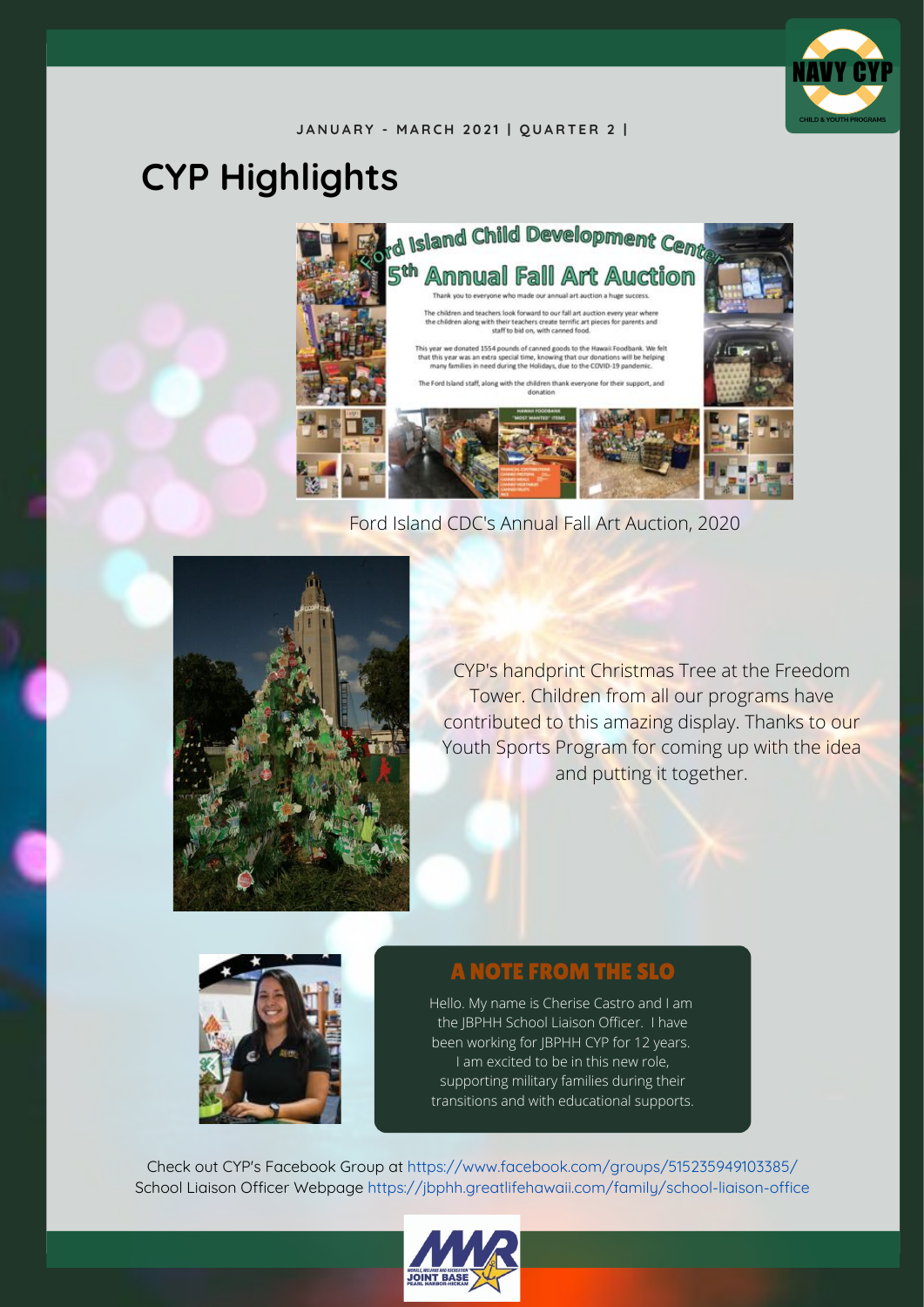JANUARY - MARCH 2021 | QUARTER 2 |

# CYP Highlights

Ford Island CDC's Annual Fall Art Auction, 2020

CYP's handprint Christmas Tree at the Freedom Tower. Children from all our programs have contributed to this amazing display. Thanks to our Youth Sports Program for coming up with the idea and putting it together.

## A NOTE FROM THE SLO

Hello. My name is Cherise Castro and I am the JBPHH School Liaison Officer. I have been working for JBPHH CYP for 12 years. I am excited to be in this new role, supporting military families during their transitions and with educational supports.

Check out CYP's Facebook Group at https://www.facebook.com/groups/515235949103385/
School Liaison Officer Webpage https://jbphh.greatlifehawaii.com/family/school-liaison-office